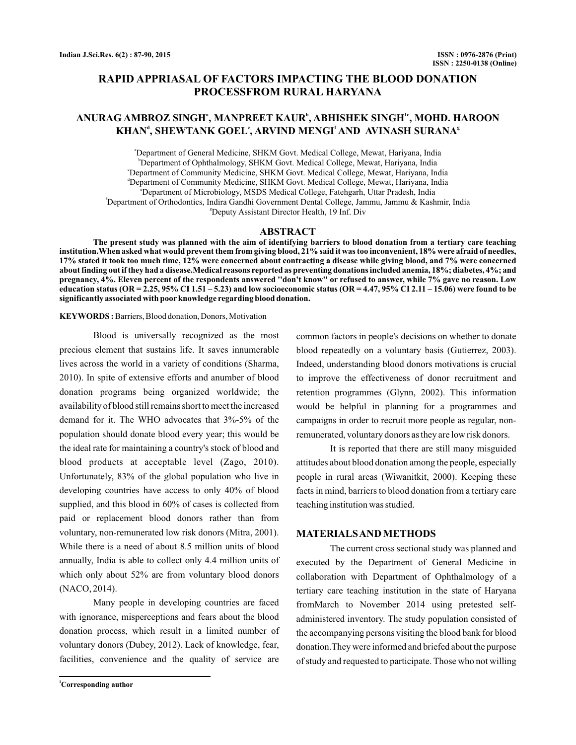# RAPID APPRIASAL OF FACTORS IMPACTING THE BLOOD DONATION PROCESSFROM RURAL HARYANA

**ANURAG AMBROZ SINGH[a], MANPREET KAUR[b], ABHISHEK SINGH[1c], MOHD. HAROON KHAN[d], SHEWTANK GOEL[e], ARVIND MENGI[f] AND AVINASH SURANA[g]**

[a]Department of General Medicine, SHKM Govt. Medical College, Mewat, Hariyana, India
[b]Department of Ophthalmology, SHKM Govt. Medical College, Mewat, Hariyana, India
[c]Department of Community Medicine, SHKM Govt. Medical College, Mewat, Hariyana, India
[d]Department of Community Medicine, SHKM Govt. Medical College, Mewat, Hariyana, India
[e]Department of Microbiology, MSDS Medical College, Fatehgarh, Uttar Pradesh, India
[f]Department of Orthodontics, Indira Gandhi Government Dental College, Jammu, Jammu & Kashmir, India
[g]Deputy Assistant Director Health, 19 Inf. Div

## ABSTRACT

**The present study was planned with the aim of identifying barriers to blood donation from a tertiary care teaching institution.When asked what would prevent them from giving blood, 21% said it was too inconvenient, 18% were afraid of needles, 17% stated it took too much time, 12% were concerned about contracting a disease while giving blood, and 7% were concerned about finding out if they had a disease.Medical reasons reported as preventing donations included anemia, 18%; diabetes, 4%; and pregnancy, 4%. Eleven percent of the respondents answered "don't know" or refused to answer, while 7% gave no reason. Low education status (OR = 2.25, 95% CI 1.51 – 5.23) and low socioeconomic status (OR = 4.47, 95% CI 2.11 – 15.06) were found to be significantly associated with poor knowledge regarding blood donation.**

**KEYWORDS :** Barriers, Blood donation, Donors, Motivation

Blood is universally recognized as the most precious element that sustains life. It saves innumerable lives across the world in a variety of conditions (Sharma, 2010). In spite of extensive efforts and anumber of blood donation programs being organized worldwide; the availability of blood still remains short to meet the increased demand for it. The WHO advocates that 3%-5% of the population should donate blood every year; this would be the ideal rate for maintaining a country's stock of blood and blood products at acceptable level (Zago, 2010). Unfortunately, 83% of the global population who live in developing countries have access to only 40% of blood supplied, and this blood in 60% of cases is collected from paid or replacement blood donors rather than from voluntary, non-remunerated low risk donors (Mitra, 2001). While there is a need of about 8.5 million units of blood annually, India is able to collect only 4.4 million units of which only about 52% are from voluntary blood donors (NACO, 2014).

Many people in developing countries are faced with ignorance, misperceptions and fears about the blood donation process, which result in a limited number of voluntary donors (Dubey, 2012). Lack of knowledge, fear, facilities, convenience and the quality of service are common factors in people's decisions on whether to donate blood repeatedly on a voluntary basis (Gutierrez, 2003). Indeed, understanding blood donors motivations is crucial to improve the effectiveness of donor recruitment and retention programmes (Glynn, 2002). This information would be helpful in planning for a programmes and campaigns in order to recruit more people as regular, non-remunerated, voluntary donors as they are low risk donors.

It is reported that there are still many misguided attitudes about blood donation among the people, especially people in rural areas (Wiwanitkit, 2000). Keeping these facts in mind, barriers to blood donation from a tertiary care teaching institution was studied.

## MATERIALS AND METHODS

The current cross sectional study was planned and executed by the Department of General Medicine in collaboration with Department of Ophthalmology of a tertiary care teaching institution in the state of Haryana fromMarch to November 2014 using pretested self-administered inventory. The study population consisted of the accompanying persons visiting the blood bank for blood donation.They were informed and briefed about the purpose of study and requested to participate. Those who not willing

[1]Corresponding author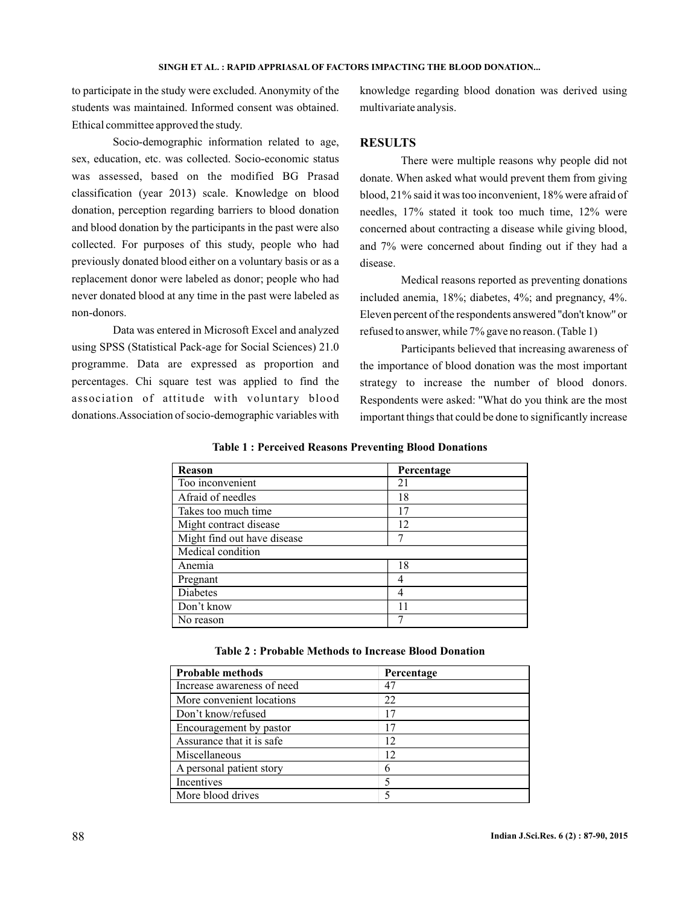to participate in the study were excluded. Anonymity of the students was maintained. Informed consent was obtained. Ethical committee approved the study.

Socio-demographic information related to age, sex, education, etc. was collected. Socio-economic status was assessed, based on the modified BG Prasad classification (year 2013) scale. Knowledge on blood donation, perception regarding barriers to blood donation and blood donation by the participants in the past were also collected. For purposes of this study, people who had previously donated blood either on a voluntary basis or as a replacement donor were labeled as donor; people who had never donated blood at any time in the past were labeled as non-donors.

Data was entered in Microsoft Excel and analyzed using SPSS (Statistical Pack-age for Social Sciences) 21.0 programme. Data are expressed as proportion and percentages. Chi square test was applied to find the association of attitude with voluntary blood donations.Association of socio-demographic variables with knowledge regarding blood donation was derived using multivariate analysis.

## RESULTS

There were multiple reasons why people did not donate. When asked what would prevent them from giving blood, 21% said it was too inconvenient, 18% were afraid of needles, 17% stated it took too much time, 12% were concerned about contracting a disease while giving blood, and 7% were concerned about finding out if they had a disease.

Medical reasons reported as preventing donations included anemia, 18%; diabetes, 4%; and pregnancy, 4%. Eleven percent of the respondents answered "don't know" or refused to answer, while 7% gave no reason. (Table 1)

Participants believed that increasing awareness of the importance of blood donation was the most important strategy to increase the number of blood donors. Respondents were asked: "What do you think are the most important things that could be done to significantly increase

**Table 1 : Perceived Reasons Preventing Blood Donations**

| Reason | Percentage |
|---|---|
| Too inconvenient | 21 |
| Afraid of needles | 18 |
| Takes too much time | 17 |
| Might contract disease | 12 |
| Might find out have disease | 7 |
| Medical condition | |
| Anemia | 18 |
| Pregnant | 4 |
| Diabetes | 4 |
| Don't know | 11 |
| No reason | 7 |

**Table 2 : Probable Methods to Increase Blood Donation**

| Probable methods | Percentage |
|---|---|
| Increase awareness of need | 47 |
| More convenient locations | 22 |
| Don't know/refused | 17 |
| Encouragement by pastor | 17 |
| Assurance that it is safe | 12 |
| Miscellaneous | 12 |
| A personal patient story | 6 |
| Incentives | 5 |
| More blood drives | 5 |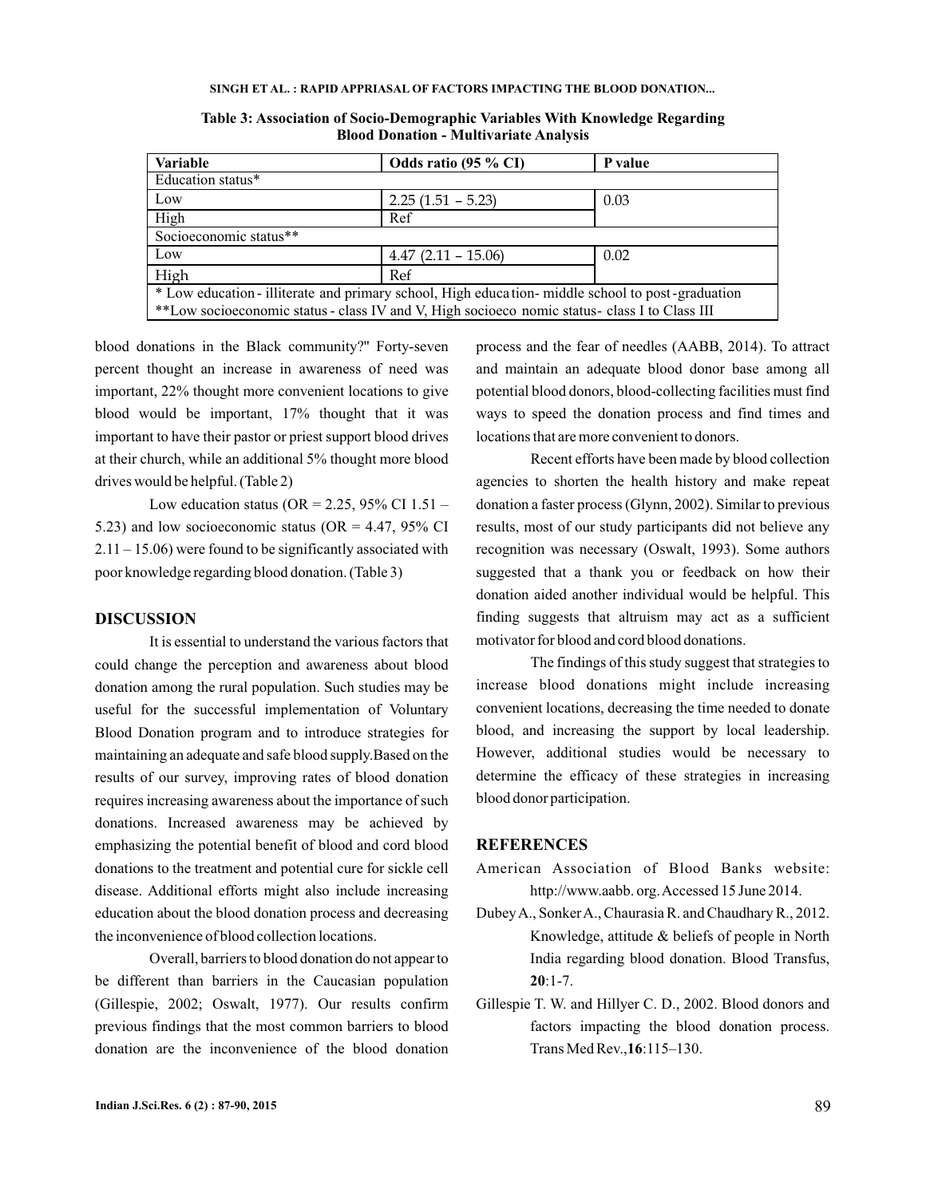**Table 3: Association of Socio-Demographic Variables With Knowledge Regarding Blood Donation - Multivariate Analysis**

| Variable | Odds ratio (95 % CI) | P value |
|---|---|---|
| Education status* | | |
| Low | 2.25 (1.51 – 5.23) | 0.03 |
| High | Ref | |
| Socioeconomic status** | | |
| Low | 4.47 (2.11 – 15.06) | 0.02 |
| High | Ref | |
| * Low education - illiterate and primary school, High education- middle school to post-graduation | | |
| **Low socioeconomic status - class IV and V, High socioeconomic status- class I to Class III | | |

blood donations in the Black community?" Forty-seven percent thought an increase in awareness of need was important, 22% thought more convenient locations to give blood would be important, 17% thought that it was important to have their pastor or priest support blood drives at their church, while an additional 5% thought more blood drives would be helpful. (Table 2)

Low education status (OR = 2.25, 95% CI 1.51 – 5.23) and low socioeconomic status (OR = 4.47, 95% CI 2.11 – 15.06) were found to be significantly associated with poor knowledge regarding blood donation. (Table 3)

## DISCUSSION

It is essential to understand the various factors that could change the perception and awareness about blood donation among the rural population. Such studies may be useful for the successful implementation of Voluntary Blood Donation program and to introduce strategies for maintaining an adequate and safe blood supply.Based on the results of our survey, improving rates of blood donation requires increasing awareness about the importance of such donations. Increased awareness may be achieved by emphasizing the potential benefit of blood and cord blood donations to the treatment and potential cure for sickle cell disease. Additional efforts might also include increasing education about the blood donation process and decreasing the inconvenience of blood collection locations.

Overall, barriers to blood donation do not appear to be different than barriers in the Caucasian population (Gillespie, 2002; Oswalt, 1977). Our results confirm previous findings that the most common barriers to blood donation are the inconvenience of the blood donation process and the fear of needles (AABB, 2014). To attract and maintain an adequate blood donor base among all potential blood donors, blood-collecting facilities must find ways to speed the donation process and find times and locations that are more convenient to donors.

Recent efforts have been made by blood collection agencies to shorten the health history and make repeat donation a faster process (Glynn, 2002). Similar to previous results, most of our study participants did not believe any recognition was necessary (Oswalt, 1993). Some authors suggested that a thank you or feedback on how their donation aided another individual would be helpful. This finding suggests that altruism may act as a sufficient motivator for blood and cord blood donations.

The findings of this study suggest that strategies to increase blood donations might include increasing convenient locations, decreasing the time needed to donate blood, and increasing the support by local leadership. However, additional studies would be necessary to determine the efficacy of these strategies in increasing blood donor participation.

## REFERENCES

American Association of Blood Banks website: http://www.aabb.org. Accessed 15 June 2014.

Dubey A., Sonker A., Chaurasia R. and Chaudhary R., 2012. Knowledge, attitude & beliefs of people in North India regarding blood donation. Blood Transfus, **20**:1-7.

Gillespie T. W. and Hillyer C. D., 2002. Blood donors and factors impacting the blood donation process. Trans Med Rev., **16**:115–130.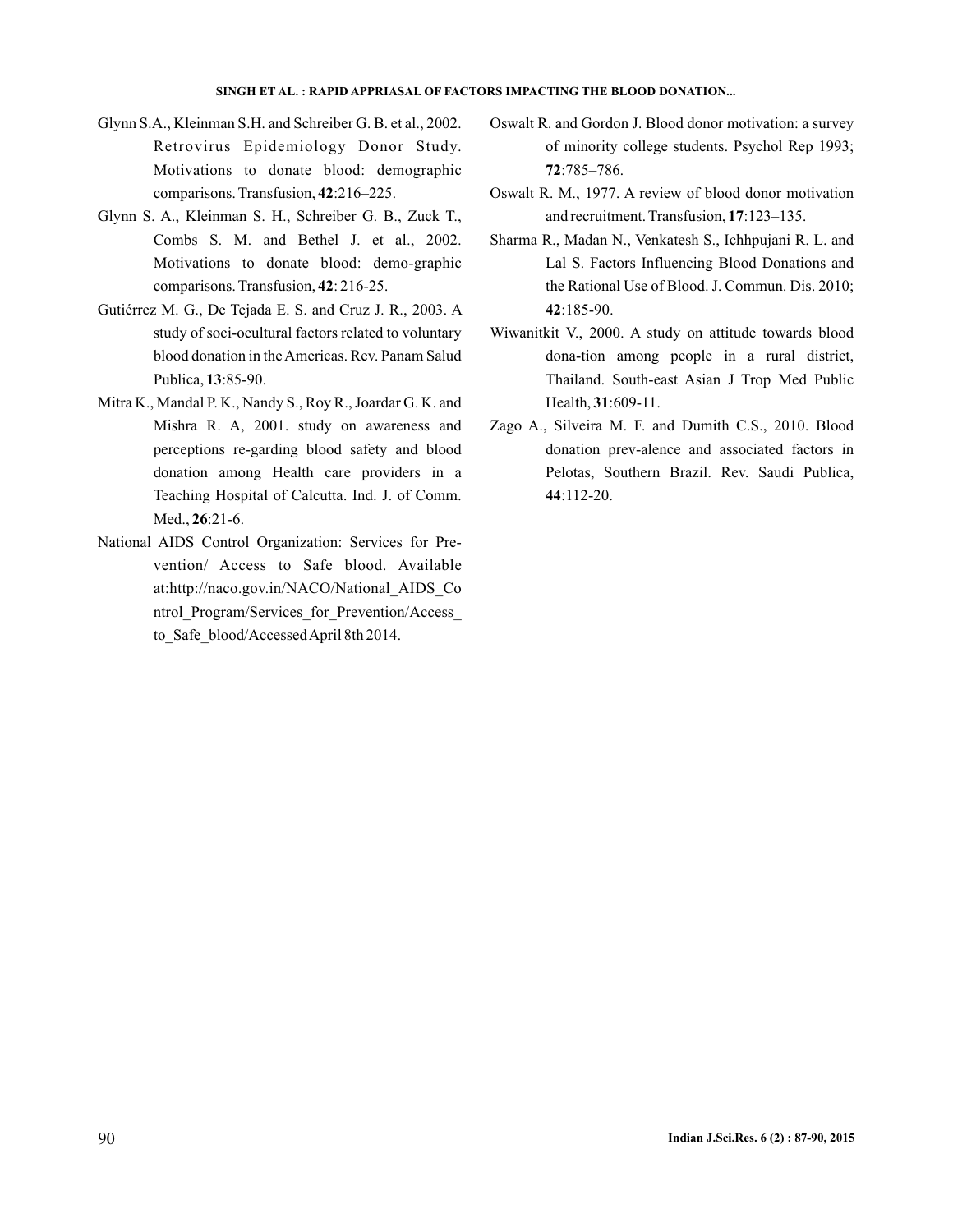Glynn S.A., Kleinman S.H. and Schreiber G. B. et al., 2002. Retrovirus Epidemiology Donor Study. Motivations to donate blood: demographic comparisons. Transfusion, **42**:216–225.

Glynn S. A., Kleinman S. H., Schreiber G. B., Zuck T., Combs S. M. and Bethel J. et al., 2002. Motivations to donate blood: demo-graphic comparisons. Transfusion, **42**: 216-25.

Gutiérrez M. G., De Tejada E. S. and Cruz J. R., 2003. A study of soci-ocultural factors related to voluntary blood donation in the Americas. Rev. Panam Salud Publica, **13**:85-90.

Mitra K., Mandal P. K., Nandy S., Roy R., Joardar G. K. and Mishra R. A, 2001. study on awareness and perceptions re-garding blood safety and blood donation among Health care providers in a Teaching Hospital of Calcutta. Ind. J. of Comm. Med., **26**:21-6.

National AIDS Control Organization: Services for Pre-vention/ Access to Safe blood. Available at:http://naco.gov.in/NACO/National_AIDS_Control_Program/Services_for_Prevention/Access_to_Safe_blood/Accessed April 8th 2014.

Oswalt R. and Gordon J. Blood donor motivation: a survey of minority college students. Psychol Rep 1993; **72**:785–786.

Oswalt R. M., 1977. A review of blood donor motivation and recruitment. Transfusion, **17**:123–135.

Sharma R., Madan N., Venkatesh S., Ichhpujani R. L. and Lal S. Factors Influencing Blood Donations and the Rational Use of Blood. J. Commun. Dis. 2010; **42**:185-90.

Wiwanitkit V., 2000. A study on attitude towards blood dona-tion among people in a rural district, Thailand. South-east Asian J Trop Med Public Health, **31**:609-11.

Zago A., Silveira M. F. and Dumith C.S., 2010. Blood donation prev-alence and associated factors in Pelotas, Southern Brazil. Rev. Saudi Publica, **44**:112-20.